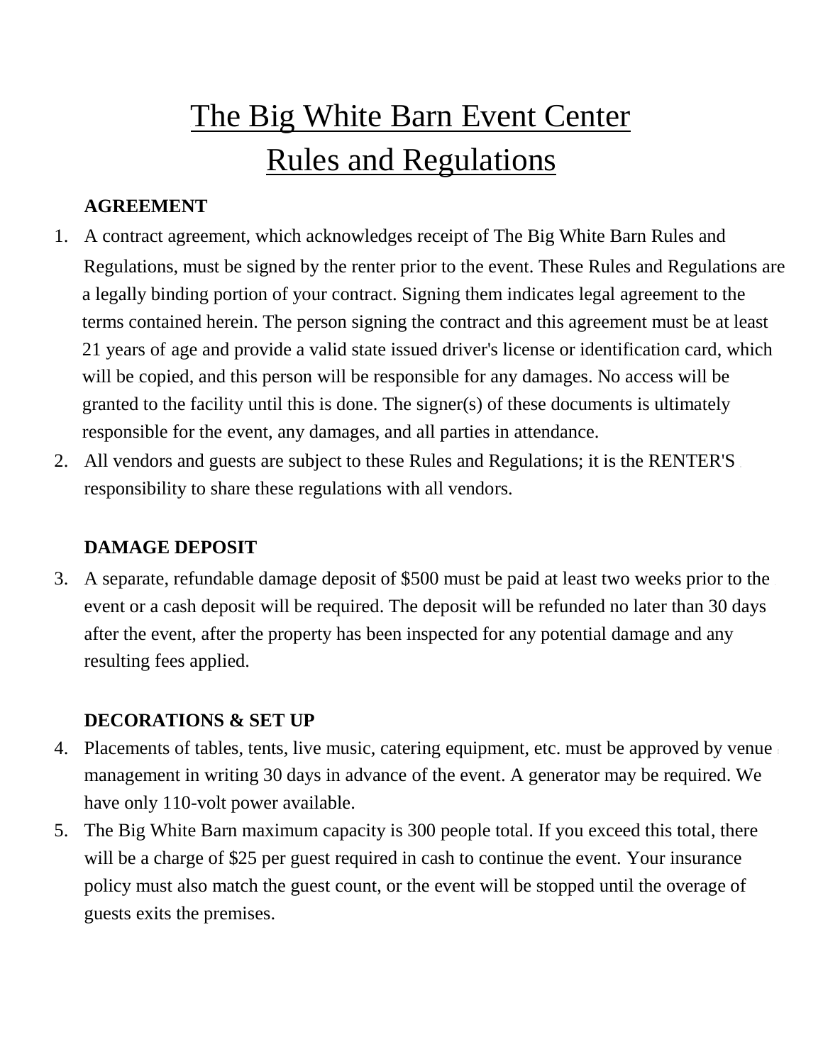# The Big White Barn Event Center
# Rules and Regulations

**AGREEMENT**

1. A contract agreement, which acknowledges receipt of The Big White Barn Rules and Regulations, must be signed by the renter prior to the event. These Rules and Regulations are a legally binding portion of your contract. Signing them indicates legal agreement to the terms contained herein. The person signing the contract and this agreement must be at least 21 years of age and provide a valid state issued driver's license or identification card, which will be copied, and this person will be responsible for any damages. No access will be granted to the facility until this is done. The signer(s) of these documents is ultimately responsible for the event, any damages, and all parties in attendance.
2. All vendors and guests are subject to these Rules and Regulations; it is the RENTER'S responsibility to share these regulations with all vendors.

**DAMAGE DEPOSIT**

3. A separate, refundable damage deposit of $500 must be paid at least two weeks prior to the event or a cash deposit will be required. The deposit will be refunded no later than 30 days after the event, after the property has been inspected for any potential damage and any resulting fees applied.

**DECORATIONS & SET UP**

4. Placements of tables, tents, live music, catering equipment, etc. must be approved by venue management in writing 30 days in advance of the event. A generator may be required. We have only 110-volt power available.
5. The Big White Barn maximum capacity is 300 people total. If you exceed this total, there will be a charge of $25 per guest required in cash to continue the event. Your insurance policy must also match the guest count, or the event will be stopped until the overage of guests exits the premises.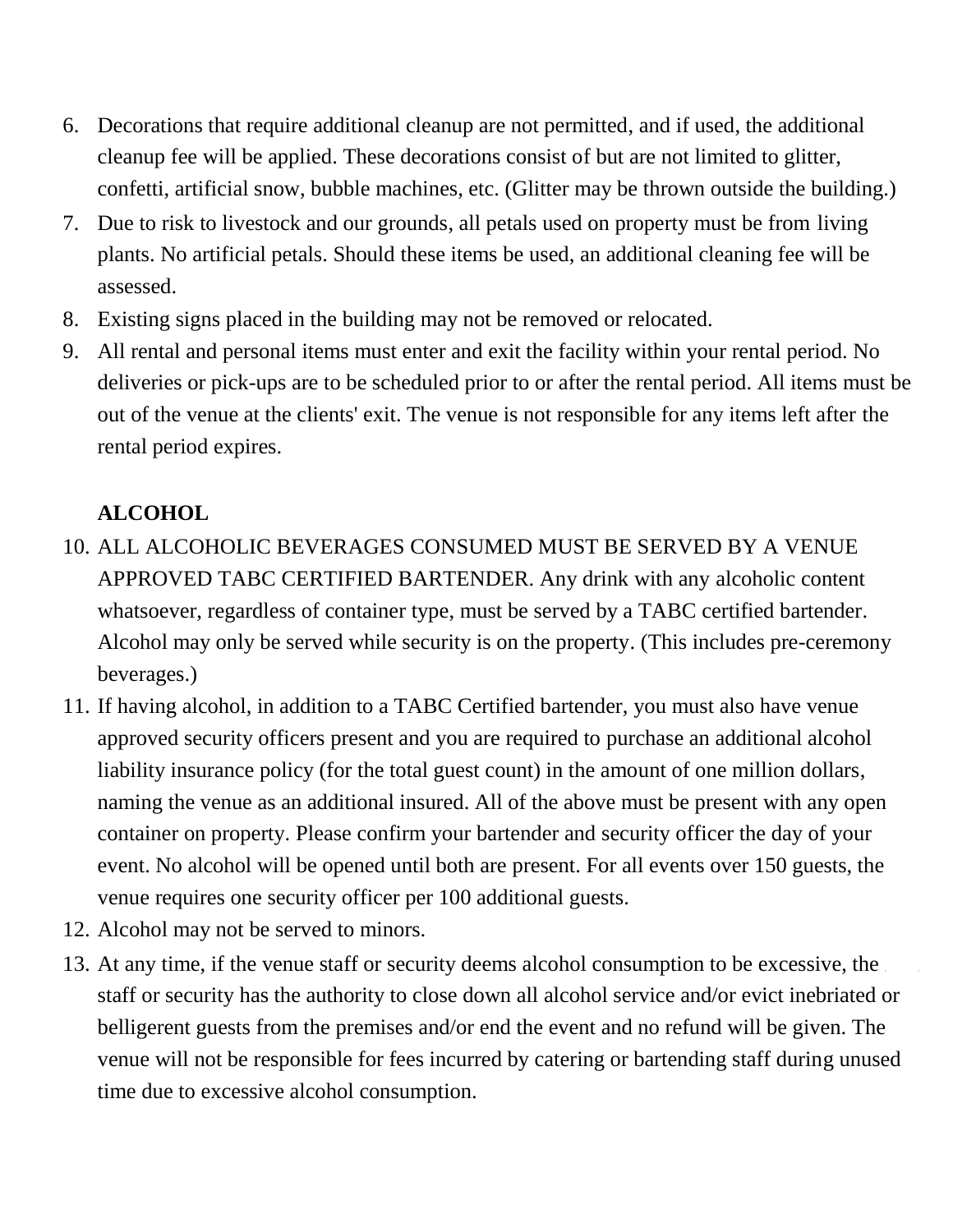6. Decorations that require additional cleanup are not permitted, and if used, the additional cleanup fee will be applied. These decorations consist of but are not limited to glitter, confetti, artificial snow, bubble machines, etc. (Glitter may be thrown outside the building.)
7. Due to risk to livestock and our grounds, all petals used on property must be from living plants. No artificial petals. Should these items be used, an additional cleaning fee will be assessed.
8. Existing signs placed in the building may not be removed or relocated.
9. All rental and personal items must enter and exit the facility within your rental period. No deliveries or pick-ups are to be scheduled prior to or after the rental period. All items must be out of the venue at the clients' exit. The venue is not responsible for any items left after the rental period expires.

**ALCOHOL**

10. ALL ALCOHOLIC BEVERAGES CONSUMED MUST BE SERVED BY A VENUE APPROVED TABC CERTIFIED BARTENDER. Any drink with any alcoholic content whatsoever, regardless of container type, must be served by a TABC certified bartender. Alcohol may only be served while security is on the property. (This includes pre-ceremony beverages.)
11. If having alcohol, in addition to a TABC Certified bartender, you must also have venue approved security officers present and you are required to purchase an additional alcohol liability insurance policy (for the total guest count) in the amount of one million dollars, naming the venue as an additional insured. All of the above must be present with any open container on property. Please confirm your bartender and security officer the day of your event. No alcohol will be opened until both are present. For all events over 150 guests, the venue requires one security officer per 100 additional guests.
12. Alcohol may not be served to minors.
13. At any time, if the venue staff or security deems alcohol consumption to be excessive, the staff or security has the authority to close down all alcohol service and/or evict inebriated or belligerent guests from the premises and/or end the event and no refund will be given. The venue will not be responsible for fees incurred by catering or bartending staff during unused time due to excessive alcohol consumption.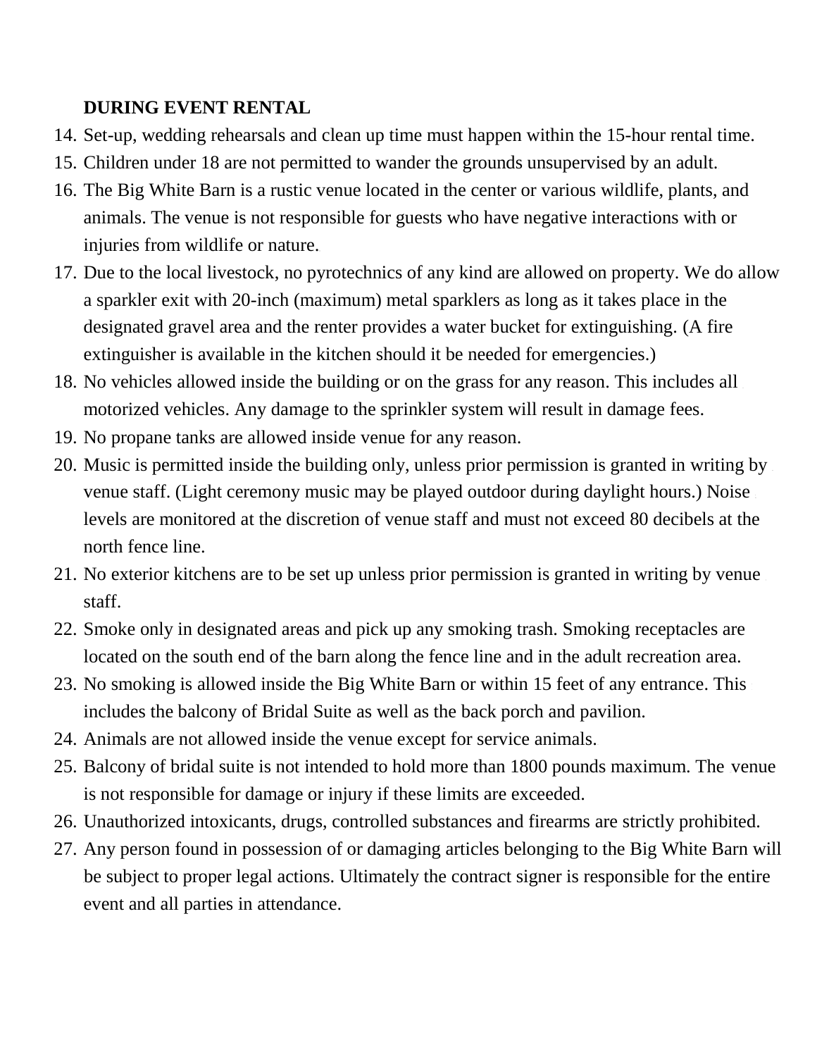**DURING EVENT RENTAL**

14. Set-up, wedding rehearsals and clean up time must happen within the 15-hour rental time.
15. Children under 18 are not permitted to wander the grounds unsupervised by an adult.
16. The Big White Barn is a rustic venue located in the center or various wildlife, plants, and animals. The venue is not responsible for guests who have negative interactions with or injuries from wildlife or nature.
17. Due to the local livestock, no pyrotechnics of any kind are allowed on property. We do allow a sparkler exit with 20-inch (maximum) metal sparklers as long as it takes place in the designated gravel area and the renter provides a water bucket for extinguishing. (A fire extinguisher is available in the kitchen should it be needed for emergencies.)
18. No vehicles allowed inside the building or on the grass for any reason. This includes all motorized vehicles. Any damage to the sprinkler system will result in damage fees.
19. No propane tanks are allowed inside venue for any reason.
20. Music is permitted inside the building only, unless prior permission is granted in writing by venue staff. (Light ceremony music may be played outdoor during daylight hours.) Noise levels are monitored at the discretion of venue staff and must not exceed 80 decibels at the north fence line.
21. No exterior kitchens are to be set up unless prior permission is granted in writing by venue staff.
22. Smoke only in designated areas and pick up any smoking trash. Smoking receptacles are located on the south end of the barn along the fence line and in the adult recreation area.
23. No smoking is allowed inside the Big White Barn or within 15 feet of any entrance. This includes the balcony of Bridal Suite as well as the back porch and pavilion.
24. Animals are not allowed inside the venue except for service animals.
25. Balcony of bridal suite is not intended to hold more than 1800 pounds maximum. The venue is not responsible for damage or injury if these limits are exceeded.
26. Unauthorized intoxicants, drugs, controlled substances and firearms are strictly prohibited.
27. Any person found in possession of or damaging articles belonging to the Big White Barn will be subject to proper legal actions. Ultimately the contract signer is responsible for the entire event and all parties in attendance.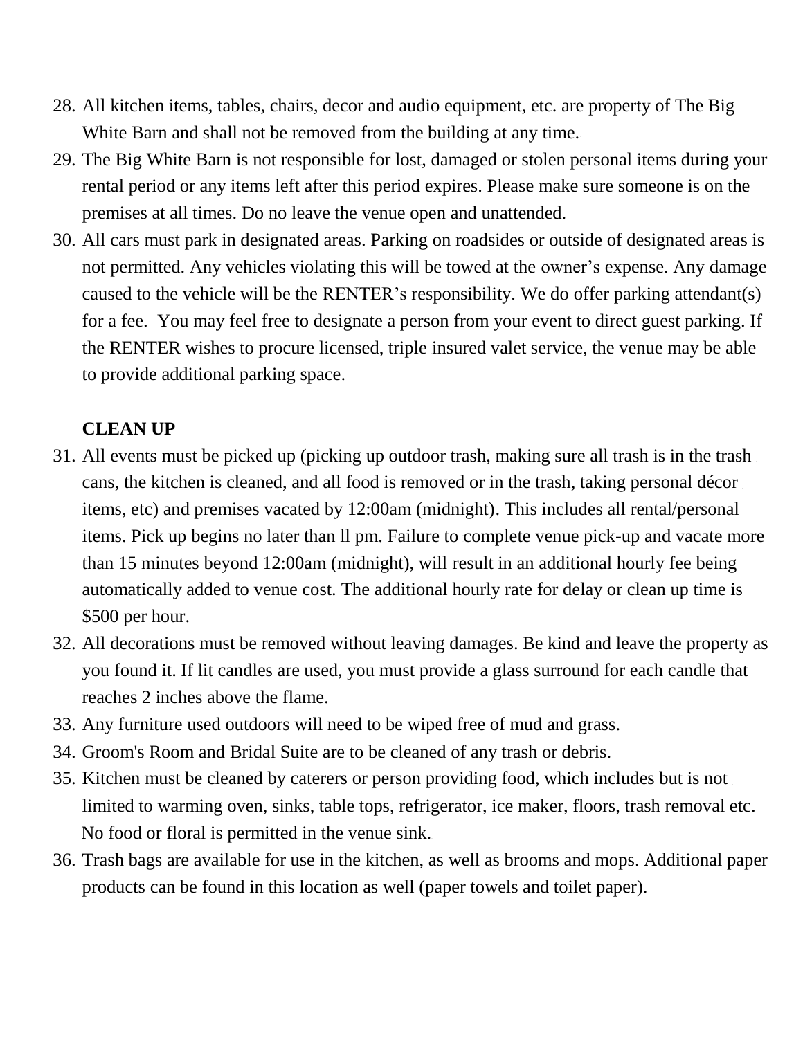28. All kitchen items, tables, chairs, decor and audio equipment, etc. are property of The Big White Barn and shall not be removed from the building at any time.
29. The Big White Barn is not responsible for lost, damaged or stolen personal items during your rental period or any items left after this period expires. Please make sure someone is on the premises at all times. Do no leave the venue open and unattended.
30. All cars must park in designated areas. Parking on roadsides or outside of designated areas is not permitted. Any vehicles violating this will be towed at the owner's expense. Any damage caused to the vehicle will be the RENTER's responsibility. We do offer parking attendant(s) for a fee. You may feel free to designate a person from your event to direct guest parking. If the RENTER wishes to procure licensed, triple insured valet service, the venue may be able to provide additional parking space.

**CLEAN UP**

31. All events must be picked up (picking up outdoor trash, making sure all trash is in the trash cans, the kitchen is cleaned, and all food is removed or in the trash, taking personal décor items, etc) and premises vacated by 12:00am (midnight). This includes all rental/personal items. Pick up begins no later than ll pm. Failure to complete venue pick-up and vacate more than 15 minutes beyond 12:00am (midnight), will result in an additional hourly fee being automatically added to venue cost. The additional hourly rate for delay or clean up time is $500 per hour.
32. All decorations must be removed without leaving damages. Be kind and leave the property as you found it. If lit candles are used, you must provide a glass surround for each candle that reaches 2 inches above the flame.
33. Any furniture used outdoors will need to be wiped free of mud and grass.
34. Groom's Room and Bridal Suite are to be cleaned of any trash or debris.
35. Kitchen must be cleaned by caterers or person providing food, which includes but is not limited to warming oven, sinks, table tops, refrigerator, ice maker, floors, trash removal etc. No food or floral is permitted in the venue sink.
36. Trash bags are available for use in the kitchen, as well as brooms and mops. Additional paper products can be found in this location as well (paper towels and toilet paper).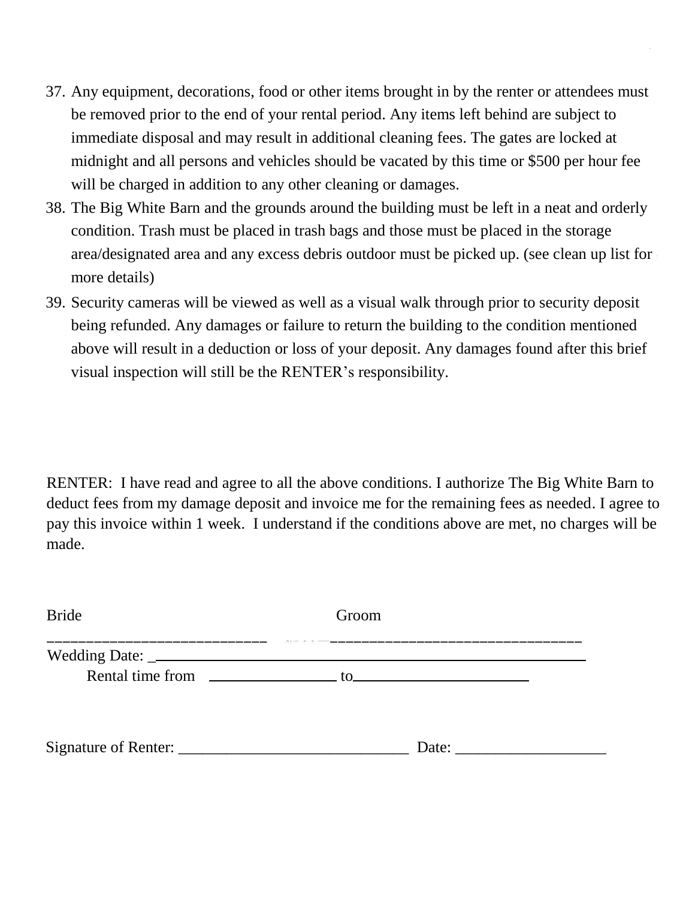37. Any equipment, decorations, food or other items brought in by the renter or attendees must be removed prior to the end of your rental period. Any items left behind are subject to immediate disposal and may result in additional cleaning fees. The gates are locked at midnight and all persons and vehicles should be vacated by this time or $500 per hour fee will be charged in addition to any other cleaning or damages.
38. The Big White Barn and the grounds around the building must be left in a neat and orderly condition. Trash must be placed in trash bags and those must be placed in the storage area/designated area and any excess debris outdoor must be picked up. (see clean up list for more details)
39. Security cameras will be viewed as well as a visual walk through prior to security deposit being refunded. Any damages or failure to return the building to the condition mentioned above will result in a deduction or loss of your deposit. Any damages found after this brief visual inspection will still be the RENTER's responsibility.

RENTER: I have read and agree to all the above conditions. I authorize The Big White Barn to deduct fees from my damage deposit and invoice me for the remaining fees as needed. I agree to pay this invoice within 1 week. I understand if the conditions above are met, no charges will be made.

Bride Groom

___________________________ ________________________________

Wedding Date: ____________________________________________________

Rental time from ________________ to______________________

Signature of Renter: _____________________________ Date: ___________________